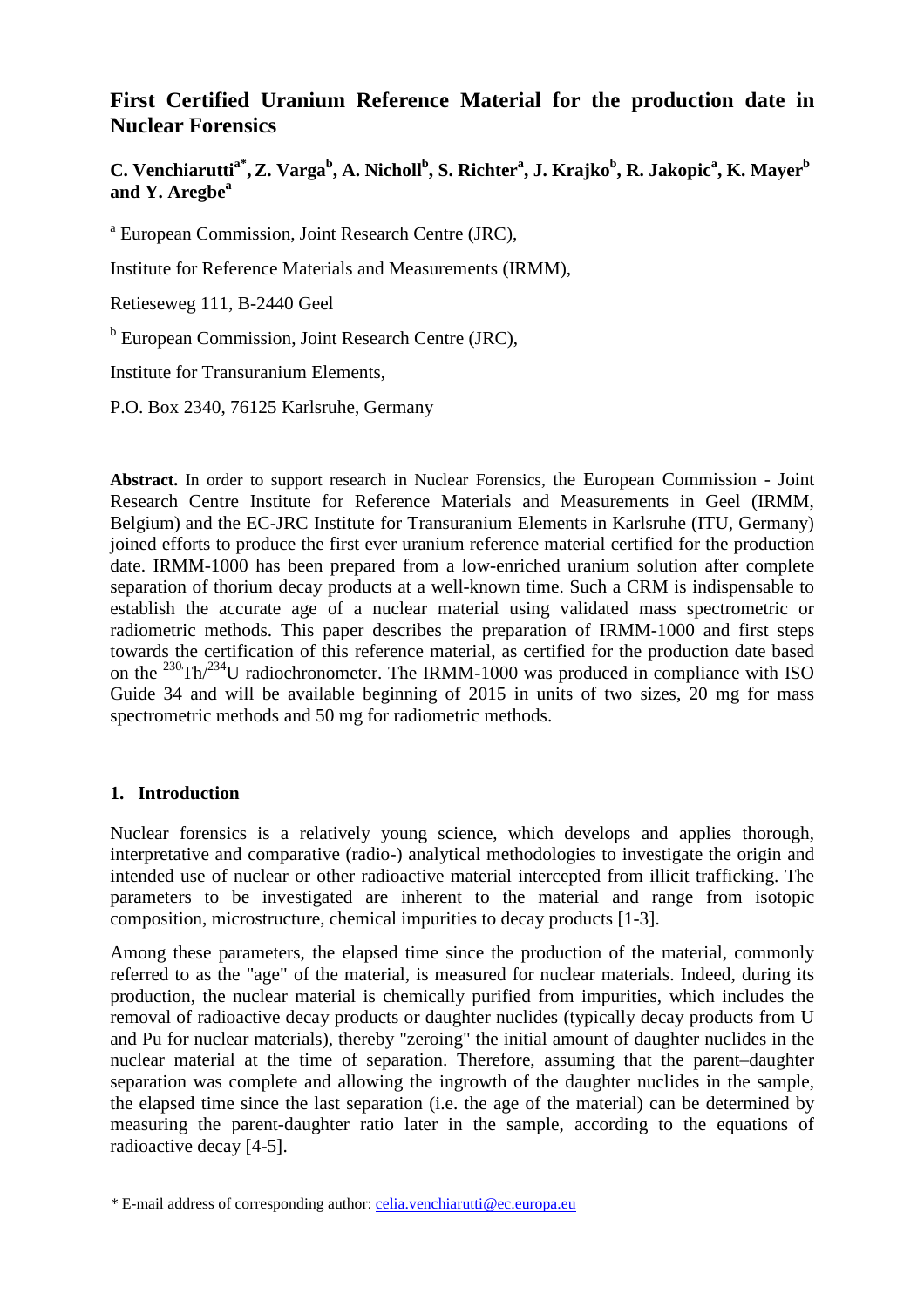# First Certified Uranium Reference Material for the production date in Nuclear Forensics

**C. Venchiarutti[a*], Z. Varga[b], A. Nicholl[b], S. Richter[a], J. Krajko[b], R. Jakopic[a], K. Mayer[b] and Y. Aregbe[a]**

[a] European Commission, Joint Research Centre (JRC),

Institute for Reference Materials and Measurements (IRMM),

Retieseweg 111, B-2440 Geel

[b] European Commission, Joint Research Centre (JRC),

Institute for Transuranium Elements,

P.O. Box 2340, 76125 Karlsruhe, Germany

**Abstract.** In order to support research in Nuclear Forensics, the European Commission - Joint Research Centre Institute for Reference Materials and Measurements in Geel (IRMM, Belgium) and the EC-JRC Institute for Transuranium Elements in Karlsruhe (ITU, Germany) joined efforts to produce the first ever uranium reference material certified for the production date. IRMM-1000 has been prepared from a low-enriched uranium solution after complete separation of thorium decay products at a well-known time. Such a CRM is indispensable to establish the accurate age of a nuclear material using validated mass spectrometric or radiometric methods. This paper describes the preparation of IRMM-1000 and first steps towards the certification of this reference material, as certified for the production date based on the $^{230}$Th/$^{234}$U radiochronometer. The IRMM-1000 was produced in compliance with ISO Guide 34 and will be available beginning of 2015 in units of two sizes, 20 mg for mass spectrometric methods and 50 mg for radiometric methods.

## 1. Introduction

Nuclear forensics is a relatively young science, which develops and applies thorough, interpretative and comparative (radio-) analytical methodologies to investigate the origin and intended use of nuclear or other radioactive material intercepted from illicit trafficking. The parameters to be investigated are inherent to the material and range from isotopic composition, microstructure, chemical impurities to decay products [1-3].

Among these parameters, the elapsed time since the production of the material, commonly referred to as the "age" of the material, is measured for nuclear materials. Indeed, during its production, the nuclear material is chemically purified from impurities, which includes the removal of radioactive decay products or daughter nuclides (typically decay products from U and Pu for nuclear materials), thereby "zeroing" the initial amount of daughter nuclides in the nuclear material at the time of separation. Therefore, assuming that the parent–daughter separation was complete and allowing the ingrowth of the daughter nuclides in the sample, the elapsed time since the last separation (i.e. the age of the material) can be determined by measuring the parent-daughter ratio later in the sample, according to the equations of radioactive decay [4-5].

* E-mail address of corresponding author: celia.venchiarutti@ec.europa.eu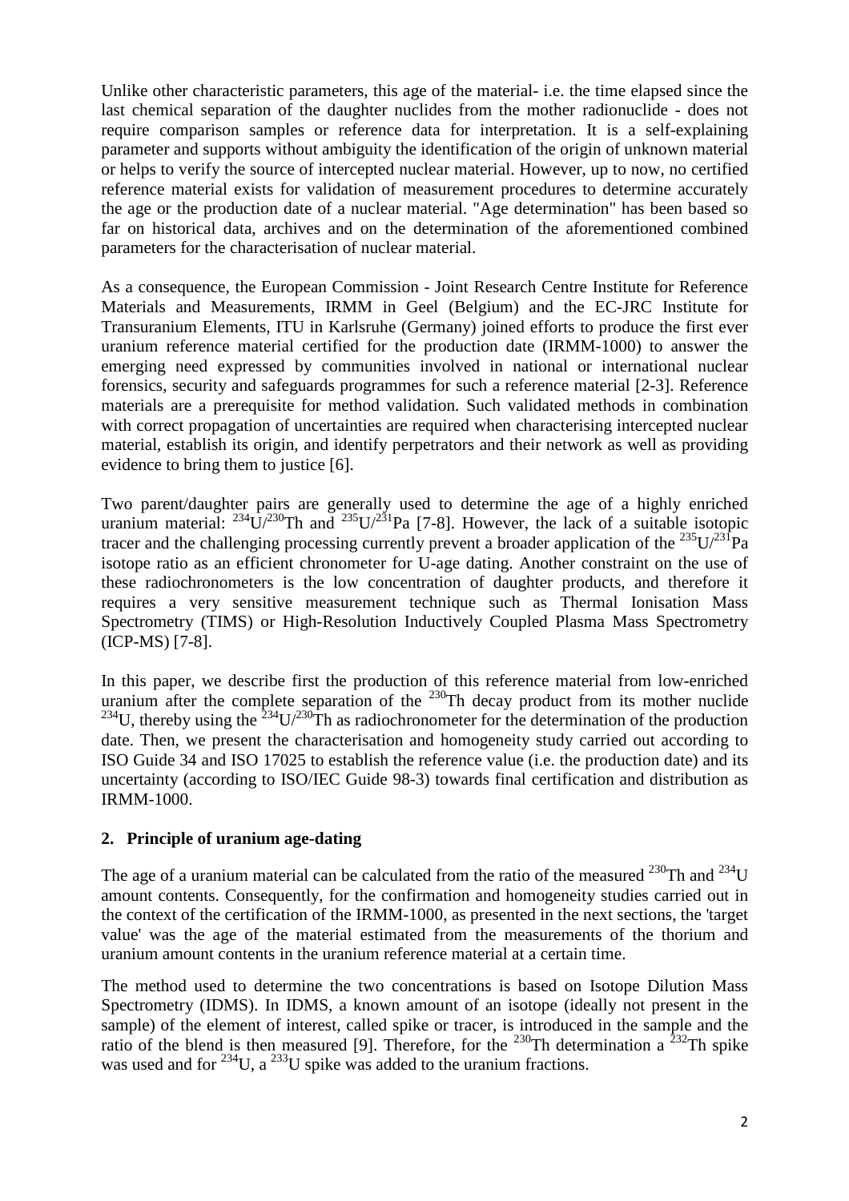Unlike other characteristic parameters, this age of the material- i.e. the time elapsed since the last chemical separation of the daughter nuclides from the mother radionuclide - does not require comparison samples or reference data for interpretation. It is a self-explaining parameter and supports without ambiguity the identification of the origin of unknown material or helps to verify the source of intercepted nuclear material. However, up to now, no certified reference material exists for validation of measurement procedures to determine accurately the age or the production date of a nuclear material. "Age determination" has been based so far on historical data, archives and on the determination of the aforementioned combined parameters for the characterisation of nuclear material.

As a consequence, the European Commission - Joint Research Centre Institute for Reference Materials and Measurements, IRMM in Geel (Belgium) and the EC-JRC Institute for Transuranium Elements, ITU in Karlsruhe (Germany) joined efforts to produce the first ever uranium reference material certified for the production date (IRMM-1000) to answer the emerging need expressed by communities involved in national or international nuclear forensics, security and safeguards programmes for such a reference material [2-3]. Reference materials are a prerequisite for method validation. Such validated methods in combination with correct propagation of uncertainties are required when characterising intercepted nuclear material, establish its origin, and identify perpetrators and their network as well as providing evidence to bring them to justice [6].

Two parent/daughter pairs are generally used to determine the age of a highly enriched uranium material: $^{234}U/^{230}Th$ and $^{235}U/^{231}Pa$ [7-8]. However, the lack of a suitable isotopic tracer and the challenging processing currently prevent a broader application of the $^{235}U/^{231}Pa$ isotope ratio as an efficient chronometer for U-age dating. Another constraint on the use of these radiochronometers is the low concentration of daughter products, and therefore it requires a very sensitive measurement technique such as Thermal Ionisation Mass Spectrometry (TIMS) or High-Resolution Inductively Coupled Plasma Mass Spectrometry (ICP-MS) [7-8].

In this paper, we describe first the production of this reference material from low-enriched uranium after the complete separation of the $^{230}Th$ decay product from its mother nuclide $^{234}U$, thereby using the $^{234}U/^{230}Th$ as radiochronometer for the determination of the production date. Then, we present the characterisation and homogeneity study carried out according to ISO Guide 34 and ISO 17025 to establish the reference value (i.e. the production date) and its uncertainty (according to ISO/IEC Guide 98-3) towards final certification and distribution as IRMM-1000.

## 2. Principle of uranium age-dating

The age of a uranium material can be calculated from the ratio of the measured $^{230}Th$ and $^{234}U$ amount contents. Consequently, for the confirmation and homogeneity studies carried out in the context of the certification of the IRMM-1000, as presented in the next sections, the 'target value' was the age of the material estimated from the measurements of the thorium and uranium amount contents in the uranium reference material at a certain time.

The method used to determine the two concentrations is based on Isotope Dilution Mass Spectrometry (IDMS). In IDMS, a known amount of an isotope (ideally not present in the sample) of the element of interest, called spike or tracer, is introduced in the sample and the ratio of the blend is then measured [9]. Therefore, for the $^{230}Th$ determination a $^{232}Th$ spike was used and for $^{234}U$, a $^{233}U$ spike was added to the uranium fractions.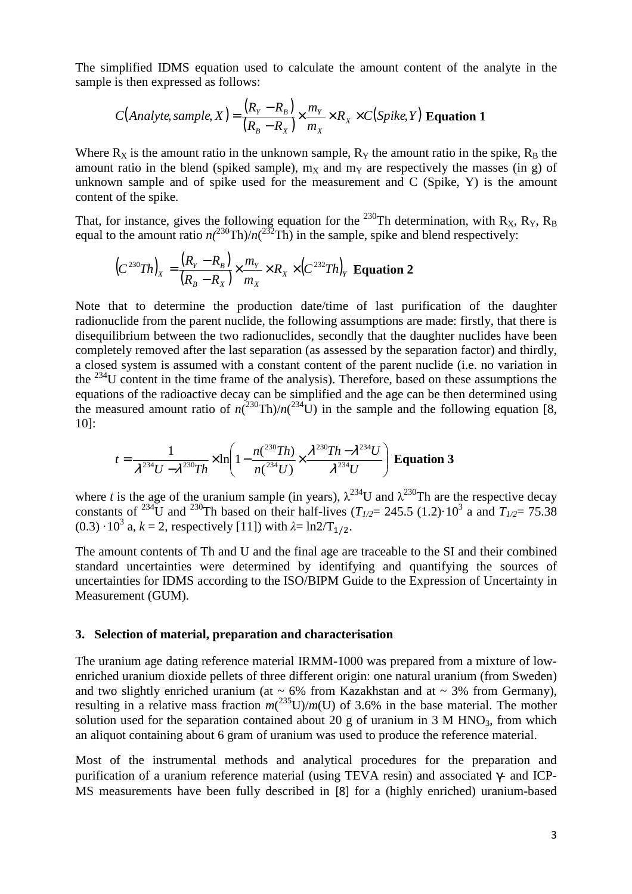The simplified IDMS equation used to calculate the amount content of the analyte in the sample is then expressed as follows:

$$C(Analyte, sample, X) = \frac{(R_Y - R_B)}{(R_B - R_X)} \times \frac{m_Y}{m_X} \times R_X \times C(Spike, Y) \textbf{ Equation 1}$$

Where $R_X$ is the amount ratio in the unknown sample, $R_Y$ the amount ratio in the spike, $R_B$ the amount ratio in the blend (spiked sample), $m_X$ and $m_Y$ are respectively the masses (in g) of unknown sample and of spike used for the measurement and C (Spike, Y) is the amount content of the spike.

That, for instance, gives the following equation for the $^{230}$Th determination, with $R_X$, $R_Y$, $R_B$ equal to the amount ratio $n(^{230}\text{Th})/n(^{232}\text{Th})$ in the sample, spike and blend respectively:

$$\left(C^{230}Th\right)_X = \frac{(R_Y - R_B)}{(R_B - R_X)} \times \frac{m_Y}{m_X} \times R_X \times \left(C^{232}Th\right)_Y \textbf{ Equation 2}$$

Note that to determine the production date/time of last purification of the daughter radionuclide from the parent nuclide, the following assumptions are made: firstly, that there is disequilibrium between the two radionuclides, secondly that the daughter nuclides have been completely removed after the last separation (as assessed by the separation factor) and thirdly, a closed system is assumed with a constant content of the parent nuclide (i.e. no variation in the $^{234}$U content in the time frame of the analysis). Therefore, based on these assumptions the equations of the radioactive decay can be simplified and the age can be then determined using the measured amount ratio of $n(^{230}\text{Th})/n(^{234}\text{U})$ in the sample and the following equation [8, 10]:

$$t = \frac{1}{\lambda^{234}U - \lambda^{230}Th} \times \ln\left(1 - \frac{n(^{230}Th)}{n(^{234}U)} \times \frac{\lambda^{230}Th - \lambda^{234}U}{\lambda^{234}U}\right) \textbf{ Equation 3}$$

where $t$ is the age of the uranium sample (in years), $\lambda^{234}$U and $\lambda^{230}$Th are the respective decay constants of $^{234}$U and $^{230}$Th based on their half-lives ($T_{1/2}$= 245.5 (1.2)·10$^3$ a and $T_{1/2}$= 75.38 (0.3) ·10$^3$ a, $k$ = 2, respectively [11]) with $\lambda = \ln 2/T_{1/2}$.

The amount contents of Th and U and the final age are traceable to the SI and their combined standard uncertainties were determined by identifying and quantifying the sources of uncertainties for IDMS according to the ISO/BIPM Guide to the Expression of Uncertainty in Measurement (GUM).

## 3. Selection of material, preparation and characterisation

The uranium age dating reference material IRMM-1000 was prepared from a mixture of low-enriched uranium dioxide pellets of three different origin: one natural uranium (from Sweden) and two slightly enriched uranium (at ~ 6% from Kazakhstan and at ~ 3% from Germany), resulting in a relative mass fraction $m(^{235}\text{U})/m(\text{U})$ of 3.6% in the base material. The mother solution used for the separation contained about 20 g of uranium in 3 M $HNO_3$, from which an aliquot containing about 6 gram of uranium was used to produce the reference material.

Most of the instrumental methods and analytical procedures for the preparation and purification of a uranium reference material (using TEVA resin) and associated γ- and ICP-MS measurements have been fully described in [8] for a (highly enriched) uranium-based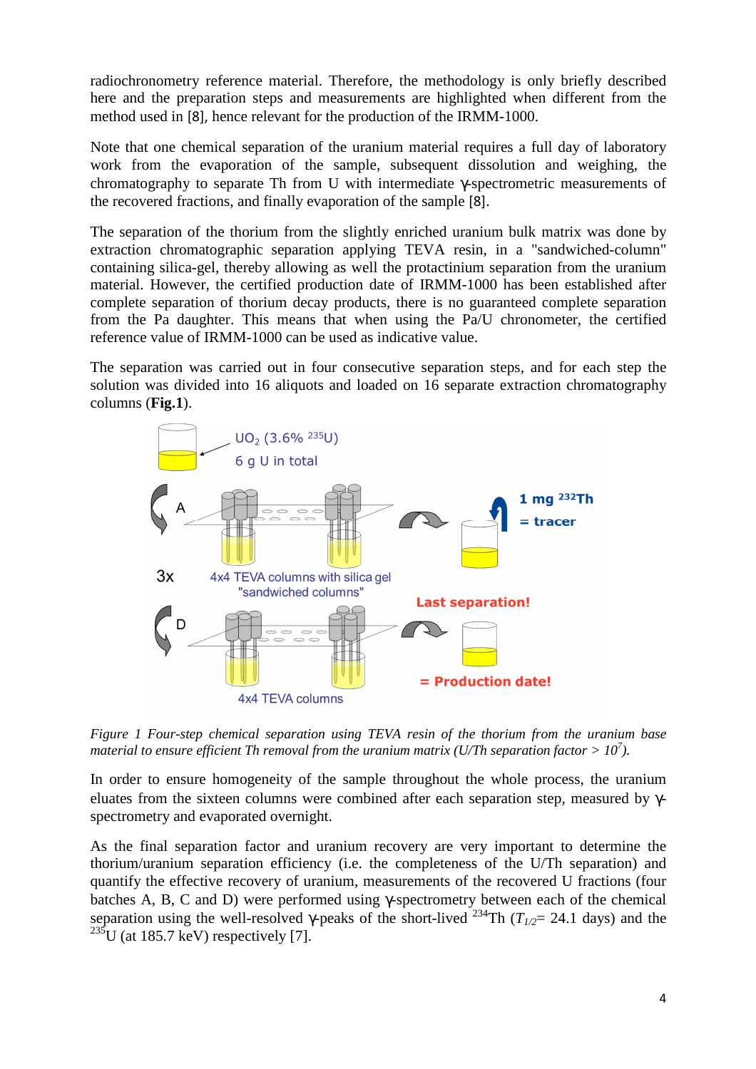radiochronometry reference material. Therefore, the methodology is only briefly described here and the preparation steps and measurements are highlighted when different from the method used in [8], hence relevant for the production of the IRMM-1000.

Note that one chemical separation of the uranium material requires a full day of laboratory work from the evaporation of the sample, subsequent dissolution and weighing, the chromatography to separate Th from U with intermediate γ-spectrometric measurements of the recovered fractions, and finally evaporation of the sample [8].

The separation of the thorium from the slightly enriched uranium bulk matrix was done by extraction chromatographic separation applying TEVA resin, in a "sandwiched-column" containing silica-gel, thereby allowing as well the protactinium separation from the uranium material. However, the certified production date of IRMM-1000 has been established after complete separation of thorium decay products, there is no guaranteed complete separation from the Pa daughter. This means that when using the Pa/U chronometer, the certified reference value of IRMM-1000 can be used as indicative value.

The separation was carried out in four consecutive separation steps, and for each step the solution was divided into 16 aliquots and loaded on 16 separate extraction chromatography columns (**Fig.1**).

*Figure 1 Four-step chemical separation using TEVA resin of the thorium from the uranium base material to ensure efficient Th removal from the uranium matrix (U/Th separation factor > $10^7$).*

In order to ensure homogeneity of the sample throughout the whole process, the uranium eluates from the sixteen columns were combined after each separation step, measured by γ-spectrometry and evaporated overnight.

As the final separation factor and uranium recovery are very important to determine the thorium/uranium separation efficiency (i.e. the completeness of the U/Th separation) and quantify the effective recovery of uranium, measurements of the recovered U fractions (four batches A, B, C and D) were performed using γ-spectrometry between each of the chemical separation using the well-resolved γ-peaks of the short-lived $^{234}$Th ($T_{1/2}$= 24.1 days) and the $^{235}$U (at 185.7 keV) respectively [7].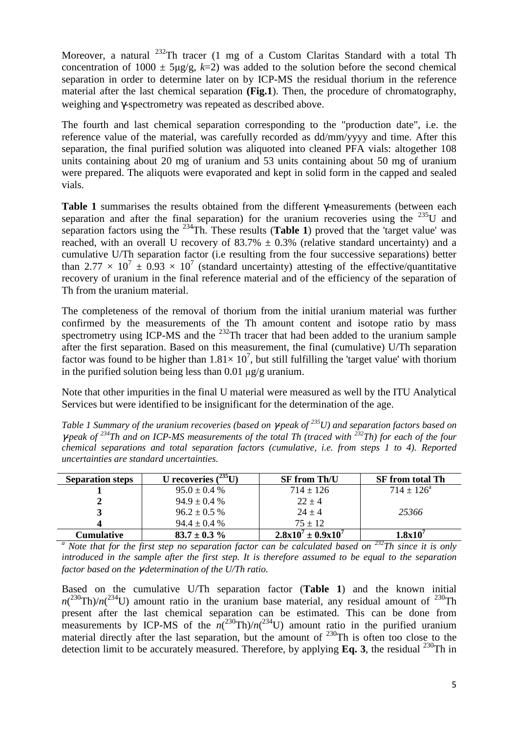Moreover, a natural $^{232}$Th tracer (1 mg of a Custom Claritas Standard with a total Th concentration of 1000 ± 5μg/g, $k$=2) was added to the solution before the second chemical separation in order to determine later on by ICP-MS the residual thorium in the reference material after the last chemical separation (**Fig.1**). Then, the procedure of chromatography, weighing and γ-spectrometry was repeated as described above.

The fourth and last chemical separation corresponding to the "production date", i.e. the reference value of the material, was carefully recorded as dd/mm/yyyy and time. After this separation, the final purified solution was aliquoted into cleaned PFA vials: altogether 108 units containing about 20 mg of uranium and 53 units containing about 50 mg of uranium were prepared. The aliquots were evaporated and kept in solid form in the capped and sealed vials.

**Table 1** summarises the results obtained from the different γ-measurements (between each separation and after the final separation) for the uranium recoveries using the $^{235}$U and separation factors using the $^{234}$Th. These results (**Table 1**) proved that the 'target value' was reached, with an overall U recovery of 83.7% ± 0.3% (relative standard uncertainty) and a cumulative U/Th separation factor (i.e resulting from the four successive separations) better than $2.77 \times 10^7 \pm 0.93 \times 10^7$ (standard uncertainty) attesting of the effective/quantitative recovery of uranium in the final reference material and of the efficiency of the separation of Th from the uranium material.

The completeness of the removal of thorium from the initial uranium material was further confirmed by the measurements of the Th amount content and isotope ratio by mass spectrometry using ICP-MS and the $^{232}$Th tracer that had been added to the uranium sample after the first separation. Based on this measurement, the final (cumulative) U/Th separation factor was found to be higher than $1.81\times 10^7$, but still fulfilling the 'target value' with thorium in the purified solution being less than 0.01 μg/g uranium.

Note that other impurities in the final U material were measured as well by the ITU Analytical Services but were identified to be insignificant for the determination of the age.

*Table 1 Summary of the uranium recoveries (based on γ-peak of $^{235}$U) and separation factors based on γ-peak of $^{234}$Th and on ICP-MS measurements of the total Th (traced with $^{232}$Th) for each of the four chemical separations and total separation factors (cumulative, i.e. from steps 1 to 4). Reported uncertainties are standard uncertainties.*

| Separation steps | U recoveries ($^{235}$U) | SF from Th/U | SF from total Th |
|---|---|---|---|
| **1** | 95.0 ± 0.4 % | 714 ± 126 | 714 ± 126[a] |
| **2** | 94.9 ± 0.4 % | 22 ± 4 | |
| **3** | 96.2 ± 0.5 % | 24 ± 4 | *25366* |
| **4** | 94.4 ± 0.4 % | 75 ± 12 | |
| **Cumulative** | **83.7 ± 0.3 %** | **$2.8\text{x}10^7 \pm 0.9\text{x}10^7$** | **$1.8\text{x}10^7$** |

*[a] Note that for the first step no separation factor can be calculated based on $^{232}$Th since it is only introduced in the sample after the first step. It is therefore assumed to be equal to the separation factor based on the γ-determination of the U/Th ratio.*

Based on the cumulative U/Th separation factor (**Table 1**) and the known initial $n(^{230}\text{Th})/n(^{234}\text{U})$ amount ratio in the uranium base material, any residual amount of $^{230}$Th present after the last chemical separation can be estimated. This can be done from measurements by ICP-MS of the $n(^{230}\text{Th})/n(^{234}\text{U})$ amount ratio in the purified uranium material directly after the last separation, but the amount of $^{230}$Th is often too close to the detection limit to be accurately measured. Therefore, by applying **Eq. 3**, the residual $^{230}$Th in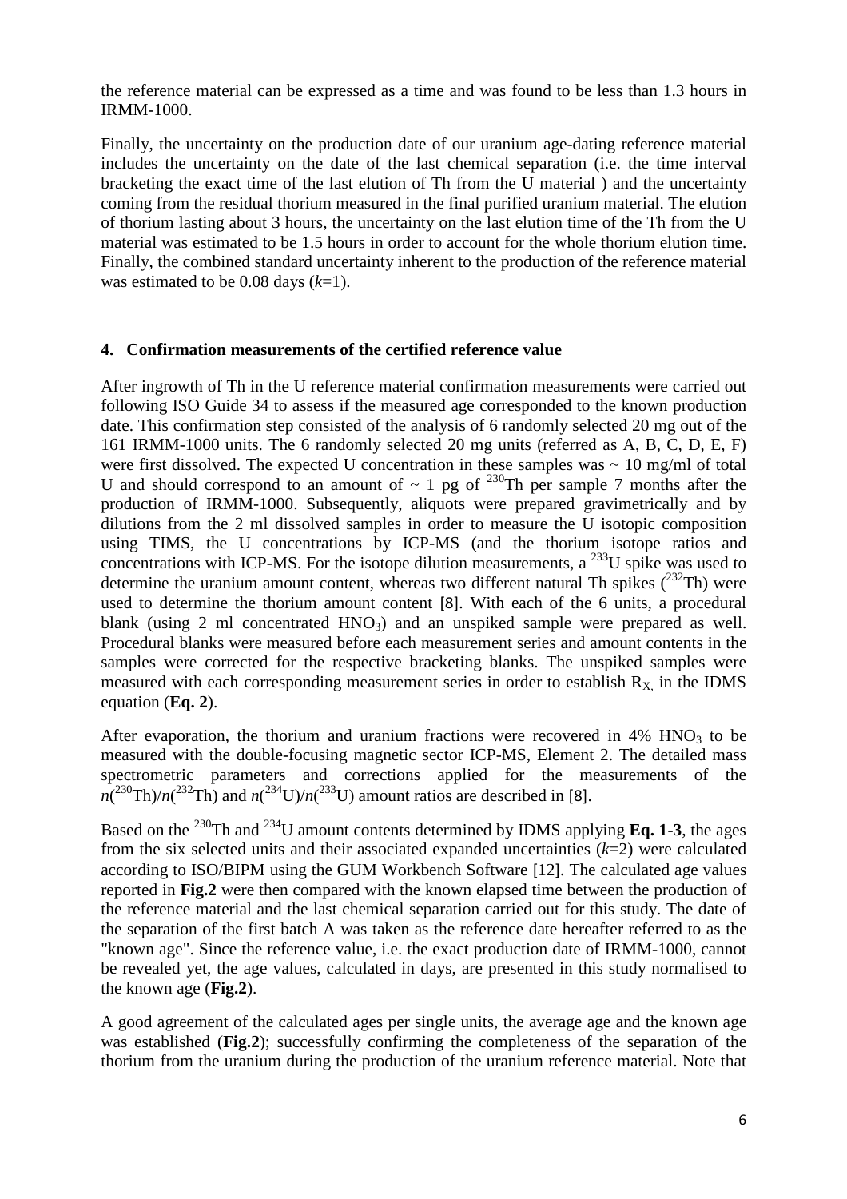the reference material can be expressed as a time and was found to be less than 1.3 hours in IRMM-1000.

Finally, the uncertainty on the production date of our uranium age-dating reference material includes the uncertainty on the date of the last chemical separation (i.e. the time interval bracketing the exact time of the last elution of Th from the U material ) and the uncertainty coming from the residual thorium measured in the final purified uranium material. The elution of thorium lasting about 3 hours, the uncertainty on the last elution time of the Th from the U material was estimated to be 1.5 hours in order to account for the whole thorium elution time. Finally, the combined standard uncertainty inherent to the production of the reference material was estimated to be 0.08 days ($k$=1).

## 4. Confirmation measurements of the certified reference value

After ingrowth of Th in the U reference material confirmation measurements were carried out following ISO Guide 34 to assess if the measured age corresponded to the known production date. This confirmation step consisted of the analysis of 6 randomly selected 20 mg out of the 161 IRMM-1000 units. The 6 randomly selected 20 mg units (referred as A, B, C, D, E, F) were first dissolved. The expected U concentration in these samples was ~ 10 mg/ml of total U and should correspond to an amount of ~ 1 pg of $^{230}$Th per sample 7 months after the production of IRMM-1000. Subsequently, aliquots were prepared gravimetrically and by dilutions from the 2 ml dissolved samples in order to measure the U isotopic composition using TIMS, the U concentrations by ICP-MS (and the thorium isotope ratios and concentrations with ICP-MS. For the isotope dilution measurements, a $^{233}$U spike was used to determine the uranium amount content, whereas two different natural Th spikes ($^{232}$Th) were used to determine the thorium amount content [8]. With each of the 6 units, a procedural blank (using 2 ml concentrated $HNO_3$) and an unspiked sample were prepared as well. Procedural blanks were measured before each measurement series and amount contents in the samples were corrected for the respective bracketing blanks. The unspiked samples were measured with each corresponding measurement series in order to establish $R_{X,}$ in the IDMS equation (**Eq. 2**).

After evaporation, the thorium and uranium fractions were recovered in 4% $HNO_3$ to be measured with the double-focusing magnetic sector ICP-MS, Element 2. The detailed mass spectrometric parameters and corrections applied for the measurements of the $n(^{230}\text{Th})/n(^{232}\text{Th})$ and $n(^{234}\text{U})/n(^{233}\text{U})$ amount ratios are described in [8].

Based on the $^{230}$Th and $^{234}$U amount contents determined by IDMS applying **Eq. 1-3**, the ages from the six selected units and their associated expanded uncertainties ($k$=2) were calculated according to ISO/BIPM using the GUM Workbench Software [12]. The calculated age values reported in **Fig.2** were then compared with the known elapsed time between the production of the reference material and the last chemical separation carried out for this study. The date of the separation of the first batch A was taken as the reference date hereafter referred to as the "known age". Since the reference value, i.e. the exact production date of IRMM-1000, cannot be revealed yet, the age values, calculated in days, are presented in this study normalised to the known age (**Fig.2**).

A good agreement of the calculated ages per single units, the average age and the known age was established (**Fig.2**); successfully confirming the completeness of the separation of the thorium from the uranium during the production of the uranium reference material. Note that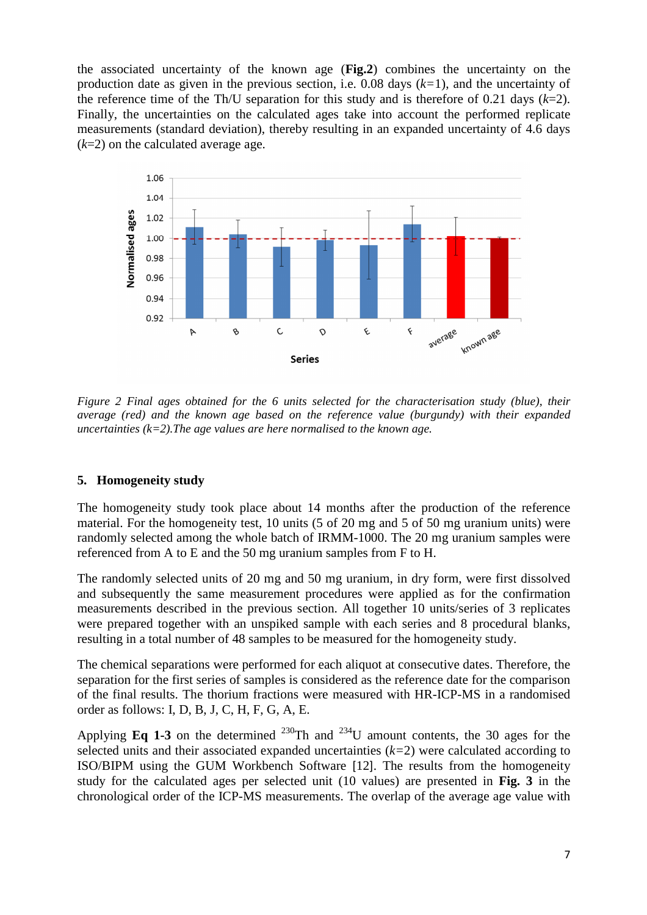the associated uncertainty of the known age (**Fig.2**) combines the uncertainty on the production date as given in the previous section, i.e. 0.08 days ($k$=1), and the uncertainty of the reference time of the Th/U separation for this study and is therefore of 0.21 days ($k$=2). Finally, the uncertainties on the calculated ages take into account the performed replicate measurements (standard deviation), thereby resulting in an expanded uncertainty of 4.6 days ($k$=2) on the calculated average age.

*Figure 2 Final ages obtained for the 6 units selected for the characterisation study (blue), their average (red) and the known age based on the reference value (burgundy) with their expanded uncertainties (k=2).The age values are here normalised to the known age.*

## 5. Homogeneity study

The homogeneity study took place about 14 months after the production of the reference material. For the homogeneity test, 10 units (5 of 20 mg and 5 of 50 mg uranium units) were randomly selected among the whole batch of IRMM-1000. The 20 mg uranium samples were referenced from A to E and the 50 mg uranium samples from F to H.

The randomly selected units of 20 mg and 50 mg uranium, in dry form, were first dissolved and subsequently the same measurement procedures were applied as for the confirmation measurements described in the previous section. All together 10 units/series of 3 replicates were prepared together with an unspiked sample with each series and 8 procedural blanks, resulting in a total number of 48 samples to be measured for the homogeneity study.

The chemical separations were performed for each aliquot at consecutive dates. Therefore, the separation for the first series of samples is considered as the reference date for the comparison of the final results. The thorium fractions were measured with HR-ICP-MS in a randomised order as follows: I, D, B, J, C, H, F, G, A, E.

Applying **Eq 1-3** on the determined $^{230}$Th and $^{234}$U amount contents, the 30 ages for the selected units and their associated expanded uncertainties ($k$=2) were calculated according to ISO/BIPM using the GUM Workbench Software [12]. The results from the homogeneity study for the calculated ages per selected unit (10 values) are presented in **Fig. 3** in the chronological order of the ICP-MS measurements. The overlap of the average age value with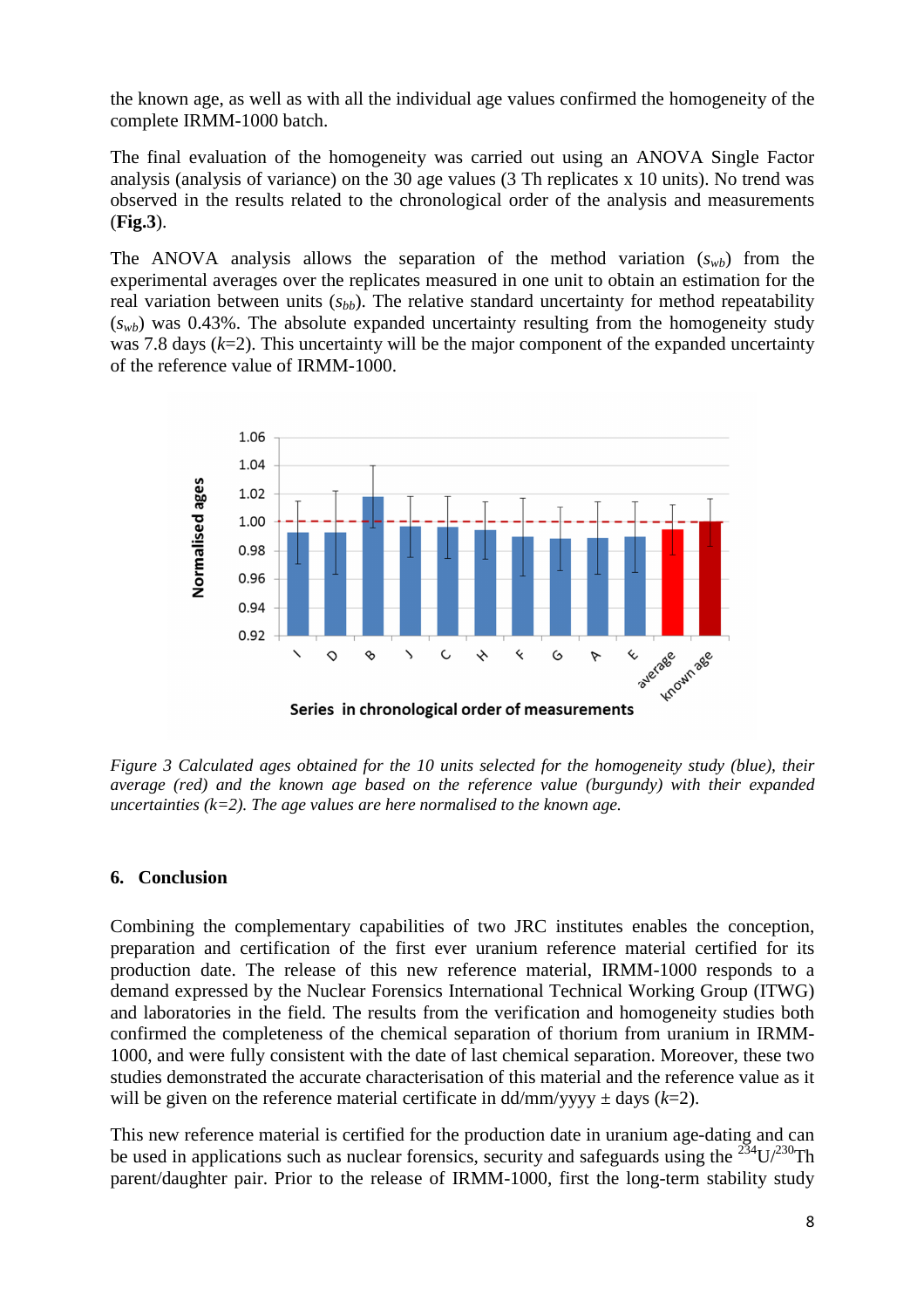the known age, as well as with all the individual age values confirmed the homogeneity of the complete IRMM-1000 batch.

The final evaluation of the homogeneity was carried out using an ANOVA Single Factor analysis (analysis of variance) on the 30 age values (3 Th replicates x 10 units). No trend was observed in the results related to the chronological order of the analysis and measurements (**Fig.3**).

The ANOVA analysis allows the separation of the method variation ($s_{wb}$) from the experimental averages over the replicates measured in one unit to obtain an estimation for the real variation between units ($s_{bb}$). The relative standard uncertainty for method repeatability ($s_{wb}$) was 0.43%. The absolute expanded uncertainty resulting from the homogeneity study was 7.8 days ($k$=2). This uncertainty will be the major component of the expanded uncertainty of the reference value of IRMM-1000.

*Figure 3 Calculated ages obtained for the 10 units selected for the homogeneity study (blue), their average (red) and the known age based on the reference value (burgundy) with their expanded uncertainties (k=2). The age values are here normalised to the known age.*

## 6. Conclusion

Combining the complementary capabilities of two JRC institutes enables the conception, preparation and certification of the first ever uranium reference material certified for its production date. The release of this new reference material, IRMM-1000 responds to a demand expressed by the Nuclear Forensics International Technical Working Group (ITWG) and laboratories in the field. The results from the verification and homogeneity studies both confirmed the completeness of the chemical separation of thorium from uranium in IRMM-1000, and were fully consistent with the date of last chemical separation. Moreover, these two studies demonstrated the accurate characterisation of this material and the reference value as it will be given on the reference material certificate in dd/mm/yyyy ± days ($k$=2).

This new reference material is certified for the production date in uranium age-dating and can be used in applications such as nuclear forensics, security and safeguards using the $^{234}U/^{230}Th$ parent/daughter pair. Prior to the release of IRMM-1000, first the long-term stability study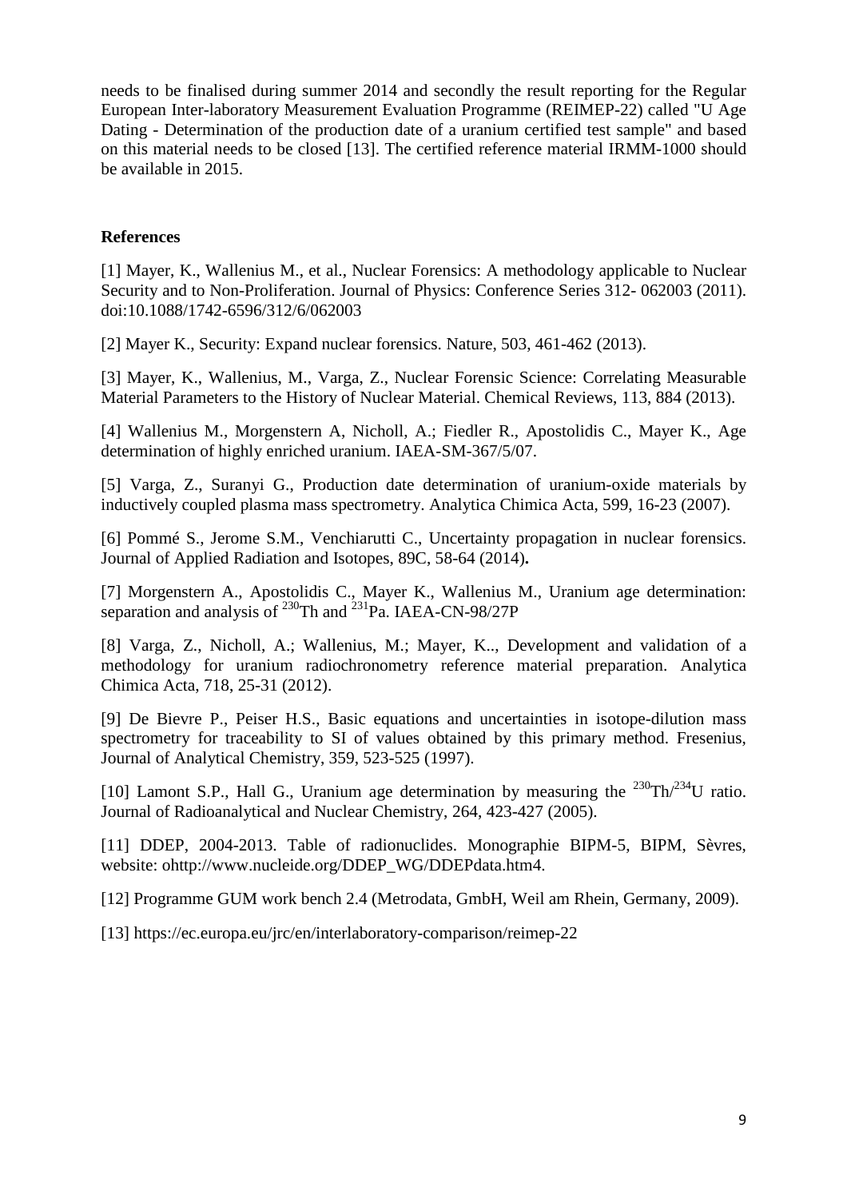needs to be finalised during summer 2014 and secondly the result reporting for the Regular European Inter-laboratory Measurement Evaluation Programme (REIMEP-22) called "U Age Dating - Determination of the production date of a uranium certified test sample" and based on this material needs to be closed [13]. The certified reference material IRMM-1000 should be available in 2015.

**References**

[1] Mayer, K., Wallenius M., et al., Nuclear Forensics: A methodology applicable to Nuclear Security and to Non-Proliferation. Journal of Physics: Conference Series 312- 062003 (2011). doi:10.1088/1742-6596/312/6/062003

[2] Mayer K., Security: Expand nuclear forensics. Nature, 503, 461-462 (2013).

[3] Mayer, K., Wallenius, M., Varga, Z., Nuclear Forensic Science: Correlating Measurable Material Parameters to the History of Nuclear Material. Chemical Reviews, 113, 884 (2013).

[4] Wallenius M., Morgenstern A, Nicholl, A.; Fiedler R., Apostolidis C., Mayer K., Age determination of highly enriched uranium. IAEA-SM-367/5/07.

[5] Varga, Z., Suranyi G., Production date determination of uranium-oxide materials by inductively coupled plasma mass spectrometry. Analytica Chimica Acta, 599, 16-23 (2007).

[6] Pommé S., Jerome S.M., Venchiarutti C., Uncertainty propagation in nuclear forensics. Journal of Applied Radiation and Isotopes, 89C, 58-64 (2014)**.**

[7] Morgenstern A., Apostolidis C., Mayer K., Wallenius M., Uranium age determination: separation and analysis of $^{230}$Th and $^{231}$Pa. IAEA-CN-98/27P

[8] Varga, Z., Nicholl, A.; Wallenius, M.; Mayer, K.., Development and validation of a methodology for uranium radiochronometry reference material preparation. Analytica Chimica Acta, 718, 25-31 (2012).

[9] De Bievre P., Peiser H.S., Basic equations and uncertainties in isotope-dilution mass spectrometry for traceability to SI of values obtained by this primary method. Fresenius, Journal of Analytical Chemistry, 359, 523-525 (1997).

[10] Lamont S.P., Hall G., Uranium age determination by measuring the $^{230}$Th/$^{234}$U ratio. Journal of Radioanalytical and Nuclear Chemistry, 264, 423-427 (2005).

[11] DDEP, 2004-2013. Table of radionuclides. Monographie BIPM-5, BIPM, Sèvres, website: ohttp://www.nucleide.org/DDEP_WG/DDEPdata.htm4.

[12] Programme GUM work bench 2.4 (Metrodata, GmbH, Weil am Rhein, Germany, 2009).

[13] https://ec.europa.eu/jrc/en/interlaboratory-comparison/reimep-22